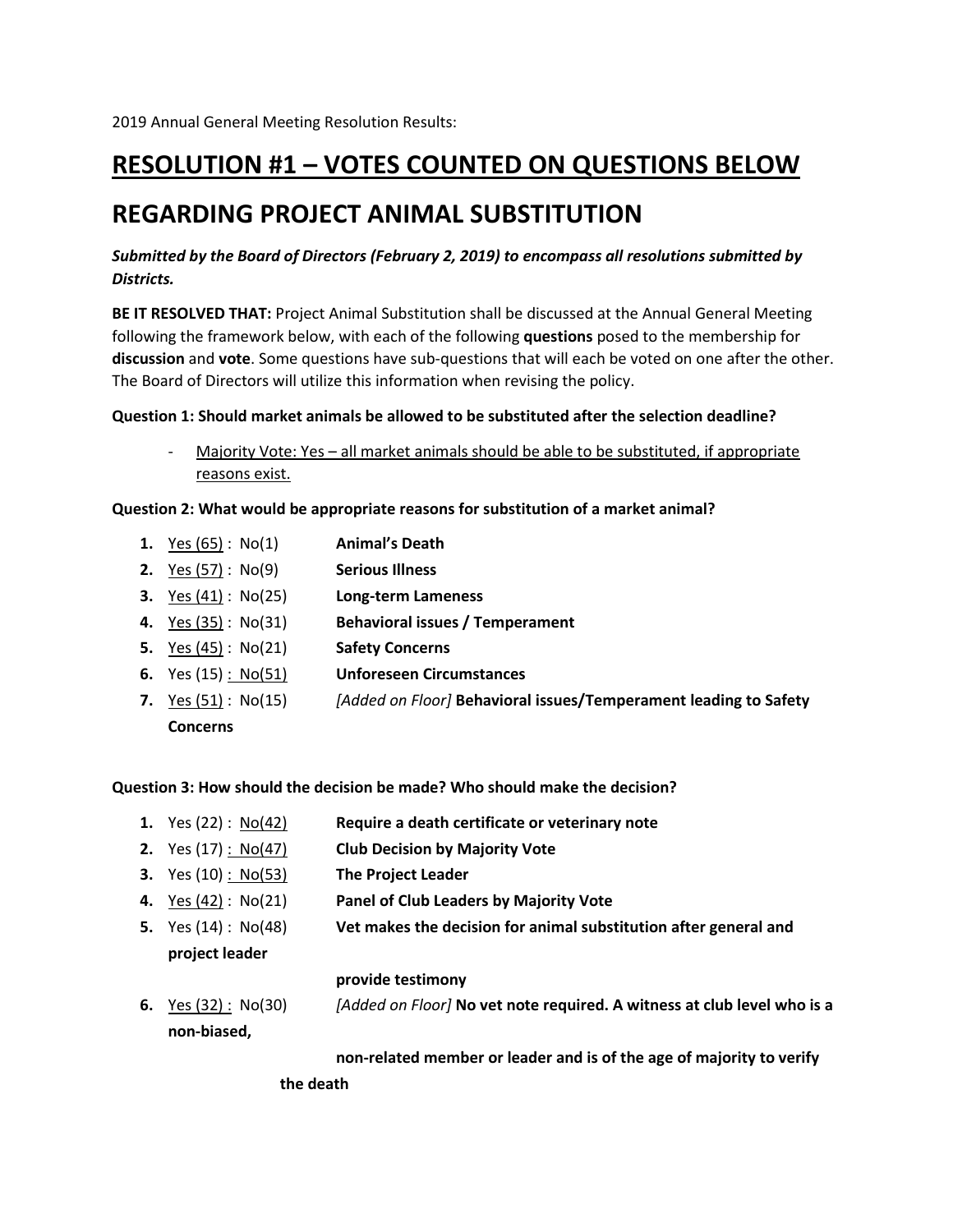2019 Annual General Meeting Resolution Results:

# RESOLUTION #1 – VOTES COUNTED ON QUESTIONS BELOW

# REGARDING PROJECT ANIMAL SUBSTITUTION

***Submitted by the Board of Directors (February 2, 2019) to encompass all resolutions submitted by Districts.***

**BE IT RESOLVED THAT:** Project Animal Substitution shall be discussed at the Annual General Meeting following the framework below, with each of the following **questions** posed to the membership for **discussion** and **vote**. Some questions have sub-questions that will each be voted on one after the other. The Board of Directors will utilize this information when revising the policy.

**Question 1: Should market animals be allowed to be substituted after the selection deadline?**

- Majority Vote: Yes – all market animals should be able to be substituted, if appropriate reasons exist.

**Question 2: What would be appropriate reasons for substitution of a market animal?**

1. Yes (65) : No(1) **Animal's Death**
2. Yes (57) : No(9) **Serious Illness**
3. Yes (41) : No(25) **Long-term Lameness**
4. Yes (35) : No(31) **Behavioral issues / Temperament**
5. Yes (45) : No(21) **Safety Concerns**
6. Yes (15) : No(51) **Unforeseen Circumstances**
7. Yes (51) : No(15) *[Added on Floor]* **Behavioral issues/Temperament leading to Safety Concerns**

**Question 3: How should the decision be made? Who should make the decision?**

1. Yes (22) : No(42) **Require a death certificate or veterinary note**
2. Yes (17) : No(47) **Club Decision by Majority Vote**
3. Yes (10) : No(53) **The Project Leader**
4. Yes (42) : No(21) **Panel of Club Leaders by Majority Vote**
5. Yes (14) : No(48) **Vet makes the decision for animal substitution after general and project leader provide testimony**
6. Yes (32) : No(30) *[Added on Floor]* **No vet note required. A witness at club level who is a non-biased, non-related member or leader and is of the age of majority to verify the death**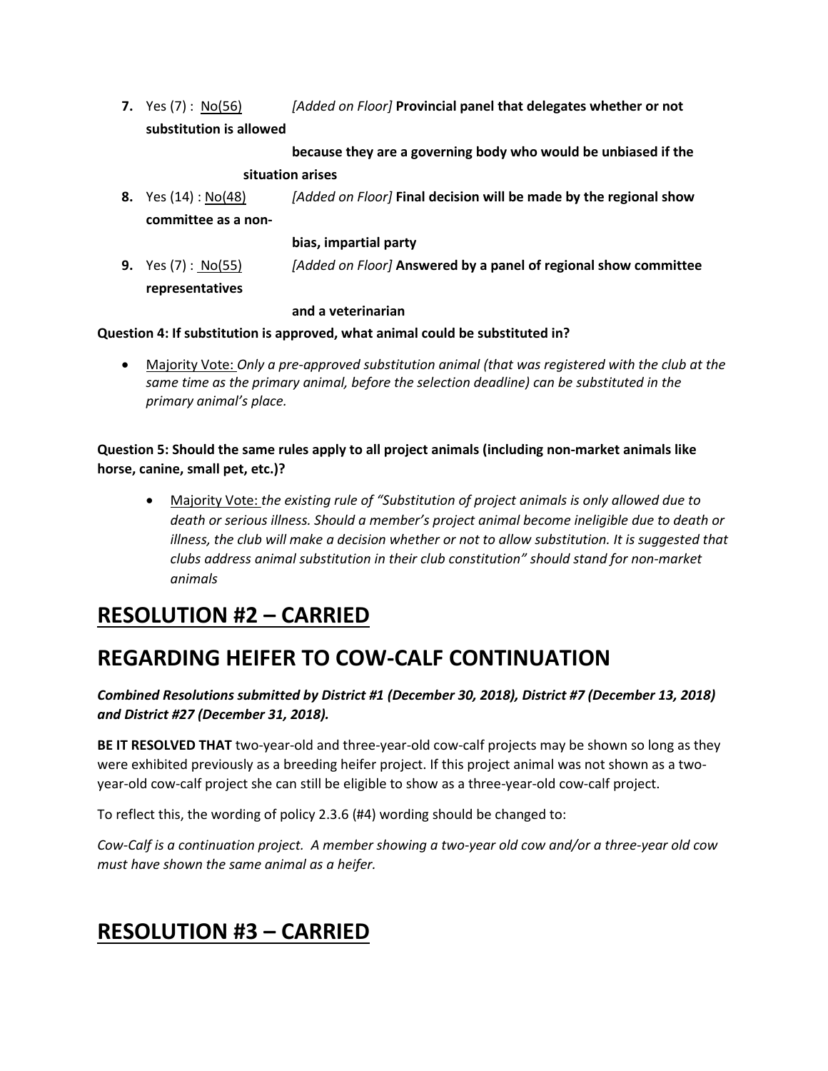7. Yes (7) : No(56) *[Added on Floor]* **Provincial panel that delegates whether or not substitution is allowed because they are a governing body who would be unbiased if the situation arises**
8. Yes (14) : No(48) *[Added on Floor]* **Final decision will be made by the regional show committee as a non-bias, impartial party**
9. Yes (7) : No(55) *[Added on Floor]* **Answered by a panel of regional show committee representatives and a veterinarian**

**Question 4: If substitution is approved, what animal could be substituted in?**

- Majority Vote: *Only a pre-approved substitution animal (that was registered with the club at the same time as the primary animal, before the selection deadline) can be substituted in the primary animal's place.*

**Question 5: Should the same rules apply to all project animals (including non-market animals like horse, canine, small pet, etc.)?**

- Majority Vote: *the existing rule of "Substitution of project animals is only allowed due to death or serious illness. Should a member's project animal become ineligible due to death or illness, the club will make a decision whether or not to allow substitution. It is suggested that clubs address animal substitution in their club constitution" should stand for non-market animals*

## RESOLUTION #2 – CARRIED

## REGARDING HEIFER TO COW-CALF CONTINUATION

***Combined Resolutions submitted by District #1 (December 30, 2018), District #7 (December 13, 2018) and District #27 (December 31, 2018).***

**BE IT RESOLVED THAT** two-year-old and three-year-old cow-calf projects may be shown so long as they were exhibited previously as a breeding heifer project. If this project animal was not shown as a two-year-old cow-calf project she can still be eligible to show as a three-year-old cow-calf project.

To reflect this, the wording of policy 2.3.6 (#4) wording should be changed to:

*Cow-Calf is a continuation project. A member showing a two-year old cow and/or a three-year old cow must have shown the same animal as a heifer.*

## RESOLUTION #3 – CARRIED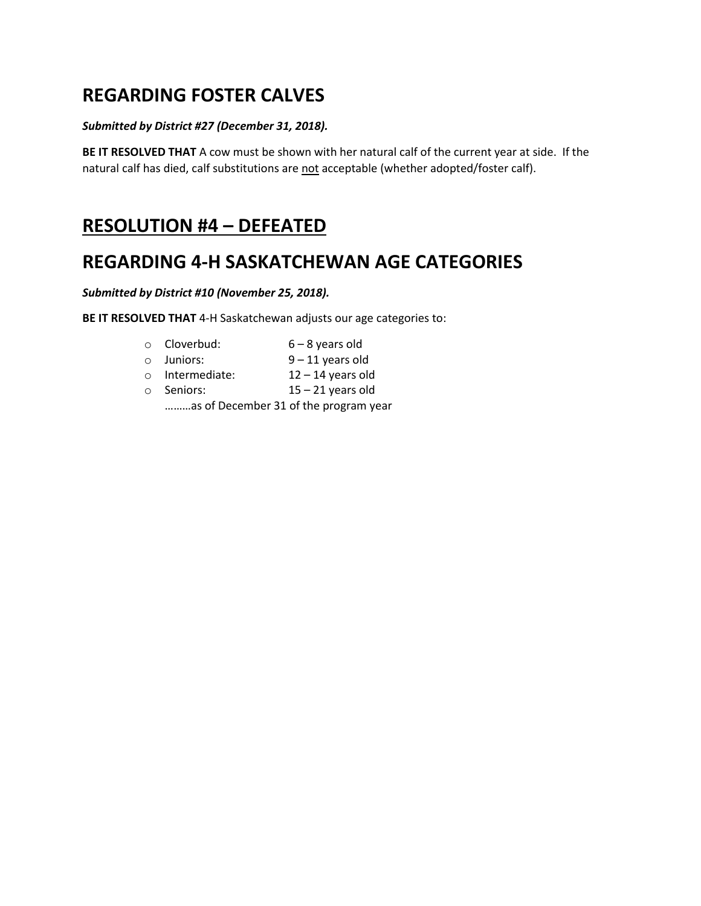## REGARDING FOSTER CALVES

***Submitted by District #27 (December 31, 2018).***

**BE IT RESOLVED THAT** A cow must be shown with her natural calf of the current year at side. If the natural calf has died, calf substitutions are <u>not</u> acceptable (whether adopted/foster calf).

## <u>RESOLUTION #4 – DEFEATED</u>

## REGARDING 4-H SASKATCHEWAN AGE CATEGORIES

***Submitted by District #10 (November 25, 2018).***

**BE IT RESOLVED THAT** 4-H Saskatchewan adjusts our age categories to:

- Cloverbud: 6 – 8 years old
- Juniors: 9 – 11 years old
- Intermediate: 12 – 14 years old
- Seniors: 15 – 21 years old

  ………as of December 31 of the program year